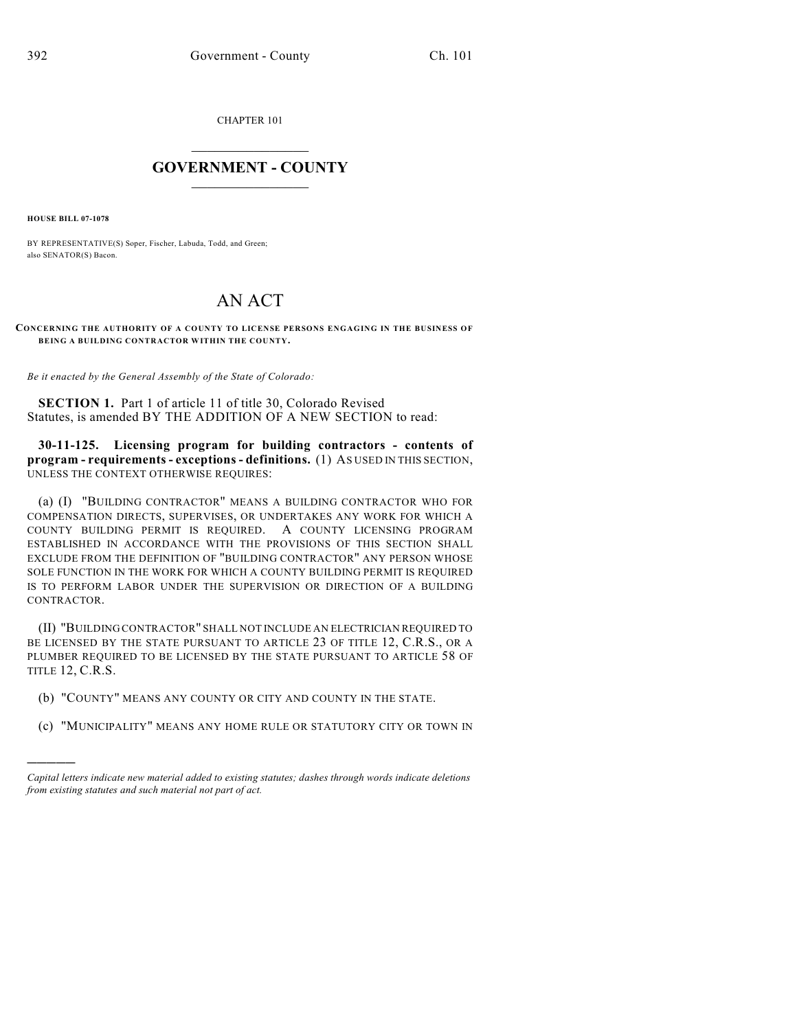CHAPTER 101

# GOVERNMENT - COUNTY

**HOUSE BILL 07-1078**

BY REPRESENTATIVE(S) Soper, Fischer, Labuda, Todd, and Green; also SENATOR(S) Bacon.

# AN ACT

**CONCERNING THE AUTHORITY OF A COUNTY TO LICENSE PERSONS ENGAGING IN THE BUSINESS OF BEING A BUILDING CONTRACTOR WITHIN THE COUNTY.**

*Be it enacted by the General Assembly of the State of Colorado:*

**SECTION 1.** Part 1 of article 11 of title 30, Colorado Revised Statutes, is amended BY THE ADDITION OF A NEW SECTION to read:

**30-11-125. Licensing program for building contractors - contents of program - requirements - exceptions - definitions.** (1) AS USED IN THIS SECTION, UNLESS THE CONTEXT OTHERWISE REQUIRES:

(a) (I) "BUILDING CONTRACTOR" MEANS A BUILDING CONTRACTOR WHO FOR COMPENSATION DIRECTS, SUPERVISES, OR UNDERTAKES ANY WORK FOR WHICH A COUNTY BUILDING PERMIT IS REQUIRED. A COUNTY LICENSING PROGRAM ESTABLISHED IN ACCORDANCE WITH THE PROVISIONS OF THIS SECTION SHALL EXCLUDE FROM THE DEFINITION OF "BUILDING CONTRACTOR" ANY PERSON WHOSE SOLE FUNCTION IN THE WORK FOR WHICH A COUNTY BUILDING PERMIT IS REQUIRED IS TO PERFORM LABOR UNDER THE SUPERVISION OR DIRECTION OF A BUILDING CONTRACTOR.

(II) "BUILDING CONTRACTOR" SHALL NOT INCLUDE AN ELECTRICIAN REQUIRED TO BE LICENSED BY THE STATE PURSUANT TO ARTICLE 23 OF TITLE 12, C.R.S., OR A PLUMBER REQUIRED TO BE LICENSED BY THE STATE PURSUANT TO ARTICLE 58 OF TITLE 12, C.R.S.

(b) "COUNTY" MEANS ANY COUNTY OR CITY AND COUNTY IN THE STATE.

(c) "MUNICIPALITY" MEANS ANY HOME RULE OR STATUTORY CITY OR TOWN IN

---

*Capital letters indicate new material added to existing statutes; dashes through words indicate deletions from existing statutes and such material not part of act.*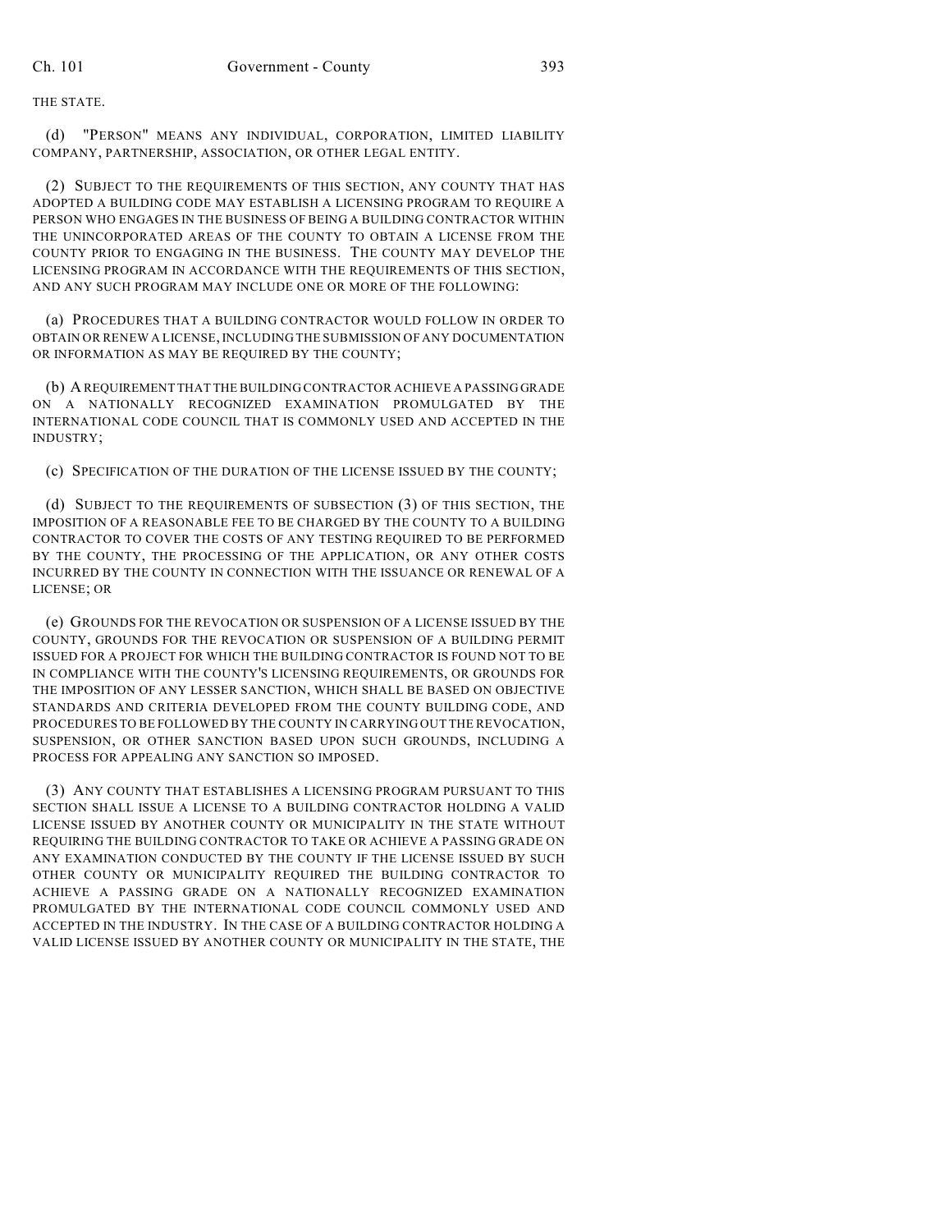THE STATE.

(d) "PERSON" MEANS ANY INDIVIDUAL, CORPORATION, LIMITED LIABILITY COMPANY, PARTNERSHIP, ASSOCIATION, OR OTHER LEGAL ENTITY.

(2) SUBJECT TO THE REQUIREMENTS OF THIS SECTION, ANY COUNTY THAT HAS ADOPTED A BUILDING CODE MAY ESTABLISH A LICENSING PROGRAM TO REQUIRE A PERSON WHO ENGAGES IN THE BUSINESS OF BEING A BUILDING CONTRACTOR WITHIN THE UNINCORPORATED AREAS OF THE COUNTY TO OBTAIN A LICENSE FROM THE COUNTY PRIOR TO ENGAGING IN THE BUSINESS. THE COUNTY MAY DEVELOP THE LICENSING PROGRAM IN ACCORDANCE WITH THE REQUIREMENTS OF THIS SECTION, AND ANY SUCH PROGRAM MAY INCLUDE ONE OR MORE OF THE FOLLOWING:

(a) PROCEDURES THAT A BUILDING CONTRACTOR WOULD FOLLOW IN ORDER TO OBTAIN OR RENEW A LICENSE, INCLUDING THE SUBMISSION OF ANY DOCUMENTATION OR INFORMATION AS MAY BE REQUIRED BY THE COUNTY;

(b) A REQUIREMENT THAT THE BUILDING CONTRACTOR ACHIEVE A PASSING GRADE ON A NATIONALLY RECOGNIZED EXAMINATION PROMULGATED BY THE INTERNATIONAL CODE COUNCIL THAT IS COMMONLY USED AND ACCEPTED IN THE INDUSTRY;

(c) SPECIFICATION OF THE DURATION OF THE LICENSE ISSUED BY THE COUNTY;

(d) SUBJECT TO THE REQUIREMENTS OF SUBSECTION (3) OF THIS SECTION, THE IMPOSITION OF A REASONABLE FEE TO BE CHARGED BY THE COUNTY TO A BUILDING CONTRACTOR TO COVER THE COSTS OF ANY TESTING REQUIRED TO BE PERFORMED BY THE COUNTY, THE PROCESSING OF THE APPLICATION, OR ANY OTHER COSTS INCURRED BY THE COUNTY IN CONNECTION WITH THE ISSUANCE OR RENEWAL OF A LICENSE; OR

(e) GROUNDS FOR THE REVOCATION OR SUSPENSION OF A LICENSE ISSUED BY THE COUNTY, GROUNDS FOR THE REVOCATION OR SUSPENSION OF A BUILDING PERMIT ISSUED FOR A PROJECT FOR WHICH THE BUILDING CONTRACTOR IS FOUND NOT TO BE IN COMPLIANCE WITH THE COUNTY'S LICENSING REQUIREMENTS, OR GROUNDS FOR THE IMPOSITION OF ANY LESSER SANCTION, WHICH SHALL BE BASED ON OBJECTIVE STANDARDS AND CRITERIA DEVELOPED FROM THE COUNTY BUILDING CODE, AND PROCEDURES TO BE FOLLOWED BY THE COUNTY IN CARRYING OUT THE REVOCATION, SUSPENSION, OR OTHER SANCTION BASED UPON SUCH GROUNDS, INCLUDING A PROCESS FOR APPEALING ANY SANCTION SO IMPOSED.

(3) ANY COUNTY THAT ESTABLISHES A LICENSING PROGRAM PURSUANT TO THIS SECTION SHALL ISSUE A LICENSE TO A BUILDING CONTRACTOR HOLDING A VALID LICENSE ISSUED BY ANOTHER COUNTY OR MUNICIPALITY IN THE STATE WITHOUT REQUIRING THE BUILDING CONTRACTOR TO TAKE OR ACHIEVE A PASSING GRADE ON ANY EXAMINATION CONDUCTED BY THE COUNTY IF THE LICENSE ISSUED BY SUCH OTHER COUNTY OR MUNICIPALITY REQUIRED THE BUILDING CONTRACTOR TO ACHIEVE A PASSING GRADE ON A NATIONALLY RECOGNIZED EXAMINATION PROMULGATED BY THE INTERNATIONAL CODE COUNCIL COMMONLY USED AND ACCEPTED IN THE INDUSTRY. IN THE CASE OF A BUILDING CONTRACTOR HOLDING A VALID LICENSE ISSUED BY ANOTHER COUNTY OR MUNICIPALITY IN THE STATE, THE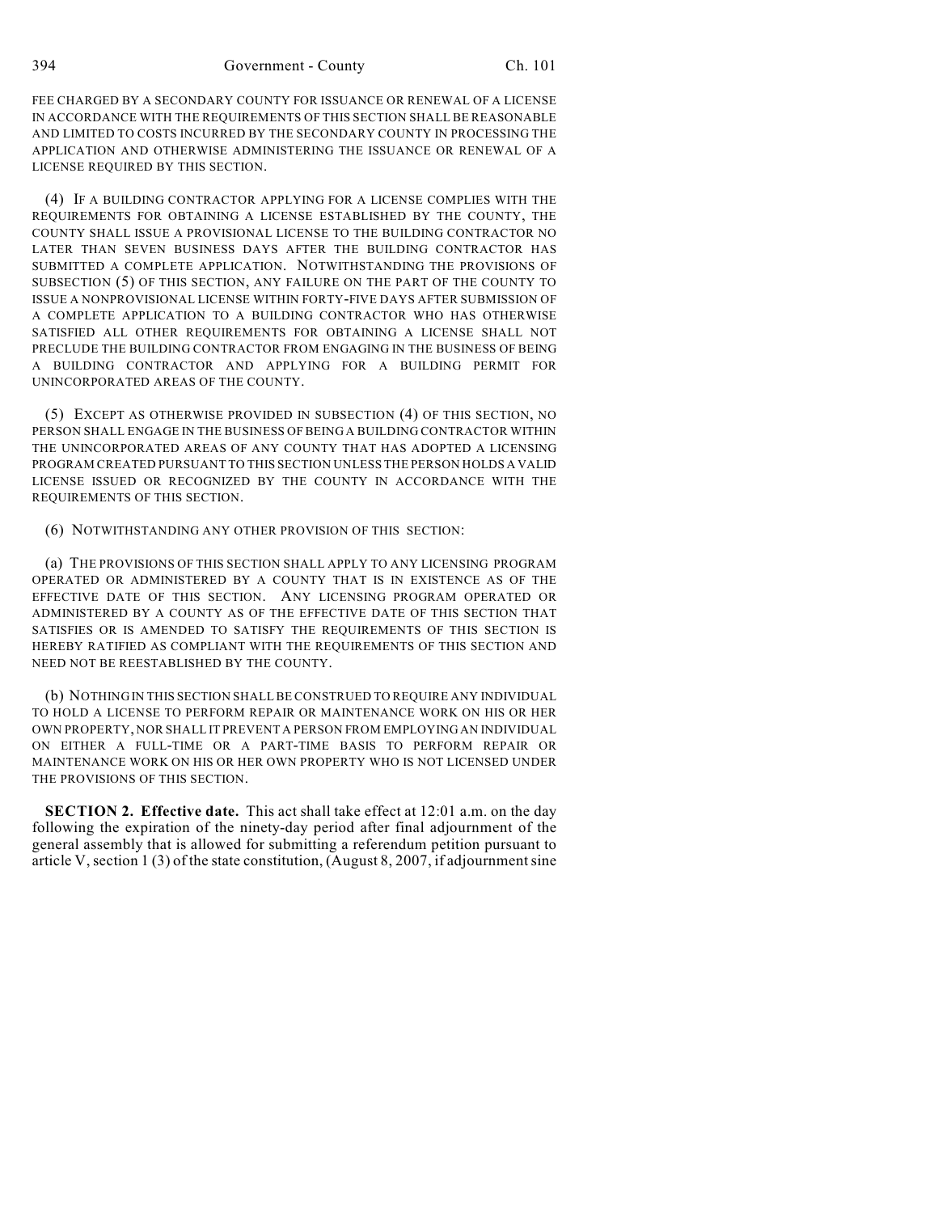FEE CHARGED BY A SECONDARY COUNTY FOR ISSUANCE OR RENEWAL OF A LICENSE IN ACCORDANCE WITH THE REQUIREMENTS OF THIS SECTION SHALL BE REASONABLE AND LIMITED TO COSTS INCURRED BY THE SECONDARY COUNTY IN PROCESSING THE APPLICATION AND OTHERWISE ADMINISTERING THE ISSUANCE OR RENEWAL OF A LICENSE REQUIRED BY THIS SECTION.

(4) IF A BUILDING CONTRACTOR APPLYING FOR A LICENSE COMPLIES WITH THE REQUIREMENTS FOR OBTAINING A LICENSE ESTABLISHED BY THE COUNTY, THE COUNTY SHALL ISSUE A PROVISIONAL LICENSE TO THE BUILDING CONTRACTOR NO LATER THAN SEVEN BUSINESS DAYS AFTER THE BUILDING CONTRACTOR HAS SUBMITTED A COMPLETE APPLICATION. NOTWITHSTANDING THE PROVISIONS OF SUBSECTION (5) OF THIS SECTION, ANY FAILURE ON THE PART OF THE COUNTY TO ISSUE A NONPROVISIONAL LICENSE WITHIN FORTY-FIVE DAYS AFTER SUBMISSION OF A COMPLETE APPLICATION TO A BUILDING CONTRACTOR WHO HAS OTHERWISE SATISFIED ALL OTHER REQUIREMENTS FOR OBTAINING A LICENSE SHALL NOT PRECLUDE THE BUILDING CONTRACTOR FROM ENGAGING IN THE BUSINESS OF BEING A BUILDING CONTRACTOR AND APPLYING FOR A BUILDING PERMIT FOR UNINCORPORATED AREAS OF THE COUNTY.

(5) EXCEPT AS OTHERWISE PROVIDED IN SUBSECTION (4) OF THIS SECTION, NO PERSON SHALL ENGAGE IN THE BUSINESS OF BEING A BUILDING CONTRACTOR WITHIN THE UNINCORPORATED AREAS OF ANY COUNTY THAT HAS ADOPTED A LICENSING PROGRAM CREATED PURSUANT TO THIS SECTION UNLESS THE PERSON HOLDS A VALID LICENSE ISSUED OR RECOGNIZED BY THE COUNTY IN ACCORDANCE WITH THE REQUIREMENTS OF THIS SECTION.

(6) NOTWITHSTANDING ANY OTHER PROVISION OF THIS SECTION:

(a) THE PROVISIONS OF THIS SECTION SHALL APPLY TO ANY LICENSING PROGRAM OPERATED OR ADMINISTERED BY A COUNTY THAT IS IN EXISTENCE AS OF THE EFFECTIVE DATE OF THIS SECTION. ANY LICENSING PROGRAM OPERATED OR ADMINISTERED BY A COUNTY AS OF THE EFFECTIVE DATE OF THIS SECTION THAT SATISFIES OR IS AMENDED TO SATISFY THE REQUIREMENTS OF THIS SECTION IS HEREBY RATIFIED AS COMPLIANT WITH THE REQUIREMENTS OF THIS SECTION AND NEED NOT BE REESTABLISHED BY THE COUNTY.

(b) NOTHING IN THIS SECTION SHALL BE CONSTRUED TO REQUIRE ANY INDIVIDUAL TO HOLD A LICENSE TO PERFORM REPAIR OR MAINTENANCE WORK ON HIS OR HER OWN PROPERTY, NOR SHALL IT PREVENT A PERSON FROM EMPLOYING AN INDIVIDUAL ON EITHER A FULL-TIME OR A PART-TIME BASIS TO PERFORM REPAIR OR MAINTENANCE WORK ON HIS OR HER OWN PROPERTY WHO IS NOT LICENSED UNDER THE PROVISIONS OF THIS SECTION.

**SECTION 2. Effective date.** This act shall take effect at 12:01 a.m. on the day following the expiration of the ninety-day period after final adjournment of the general assembly that is allowed for submitting a referendum petition pursuant to article V, section 1 (3) of the state constitution, (August 8, 2007, if adjournment sine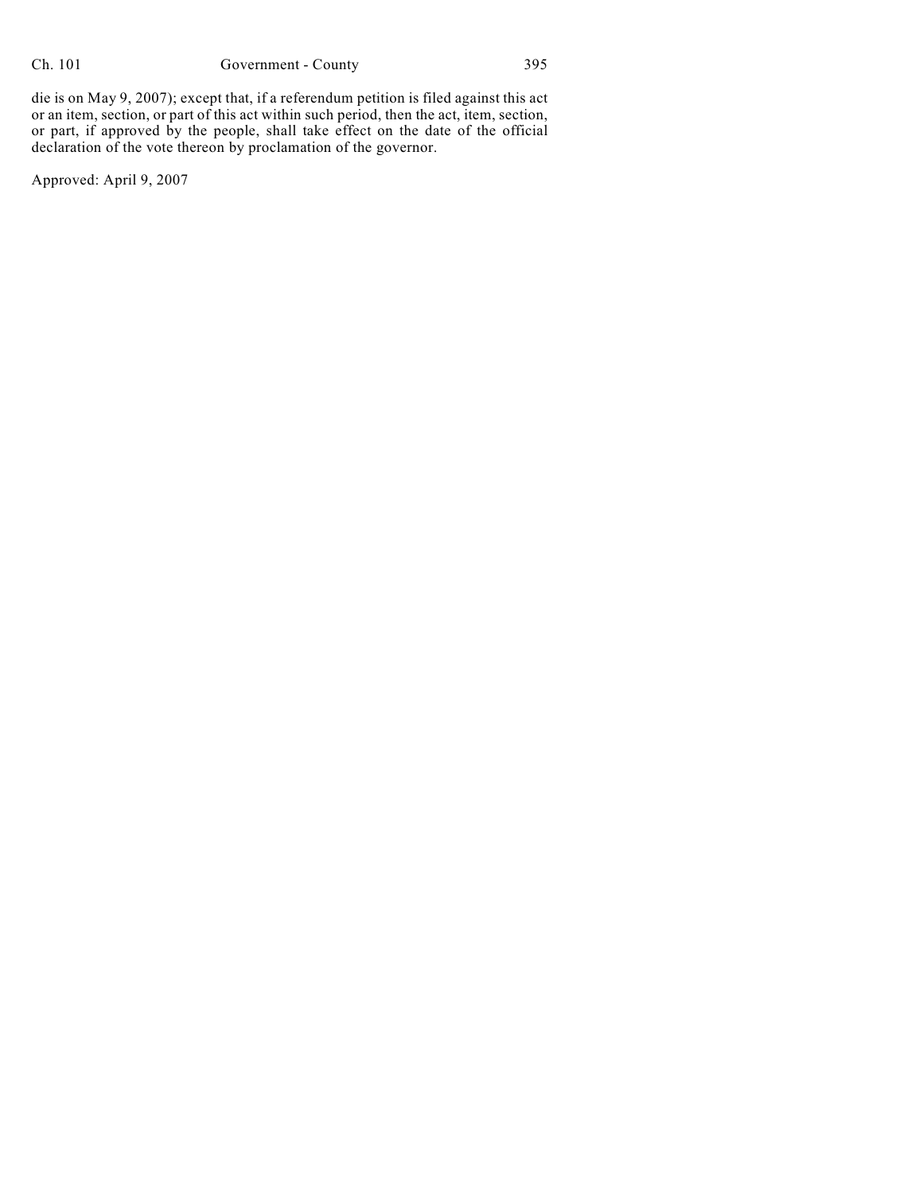die is on May 9, 2007); except that, if a referendum petition is filed against this act or an item, section, or part of this act within such period, then the act, item, section, or part, if approved by the people, shall take effect on the date of the official declaration of the vote thereon by proclamation of the governor.

Approved: April 9, 2007